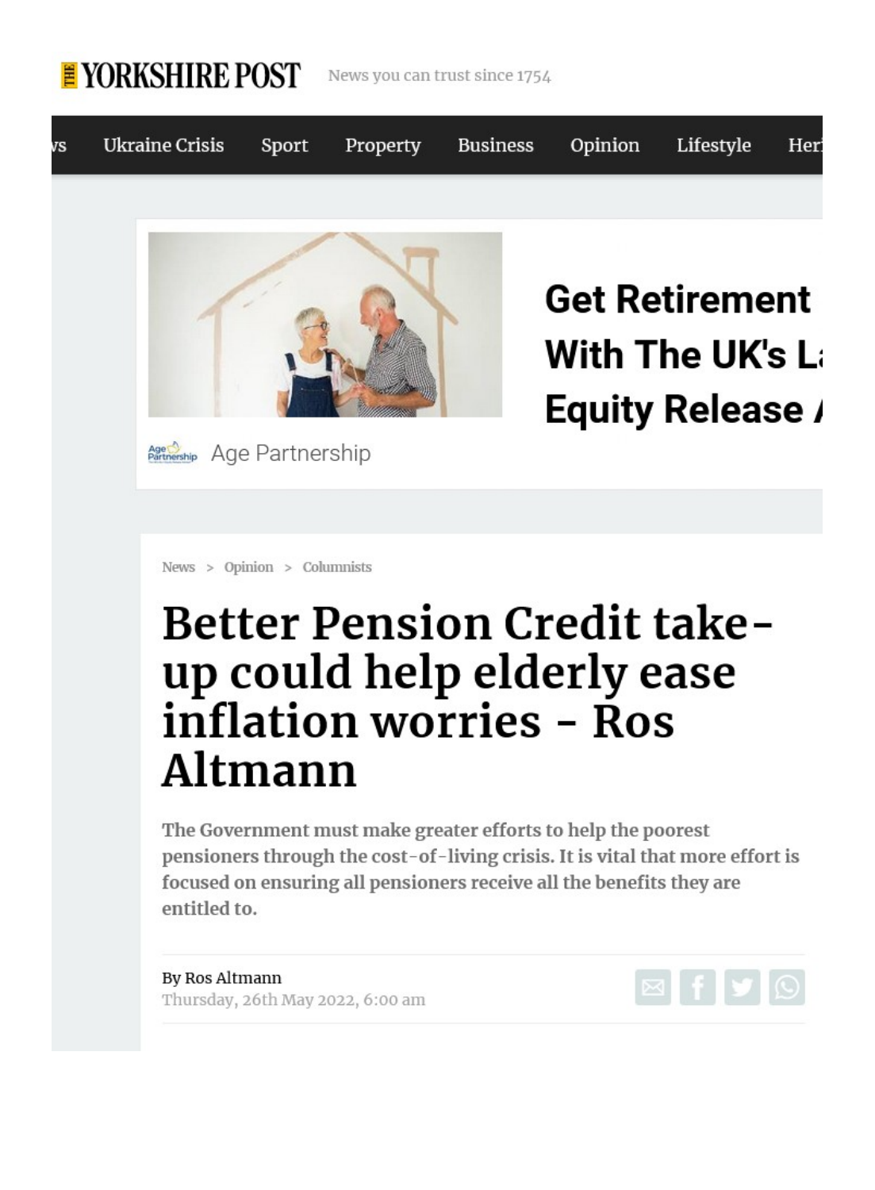THE YORKSHIRE POST News you can trust since 1754

News > Opinion > Columnists

# Better Pension Credit take-up could help elderly ease inflation worries - Ros Altmann

**The Government must make greater efforts to help the poorest pensioners through the cost-of-living crisis. It is vital that more effort is focused on ensuring all pensioners receive all the benefits they are entitled to.**

By Ros Altmann
Thursday, 26th May 2022, 6:00 am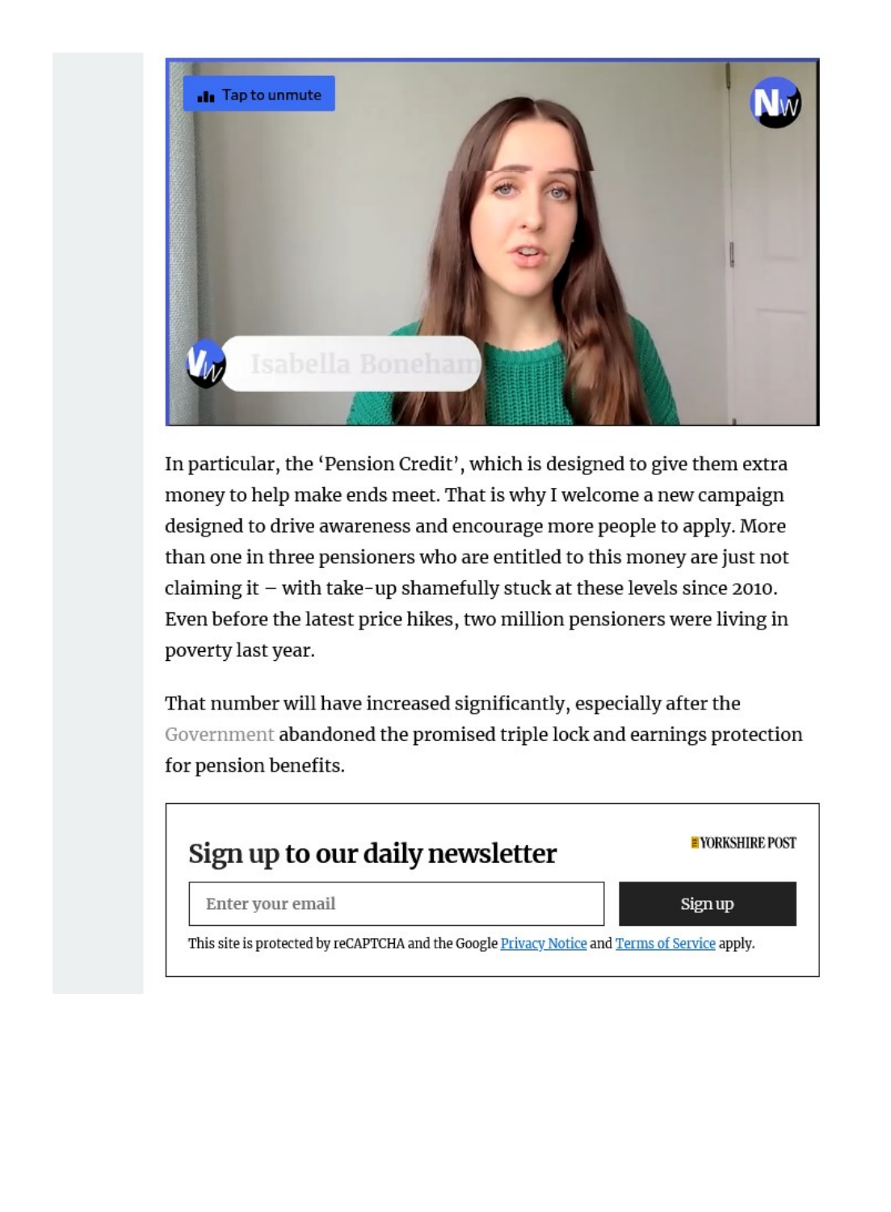In particular, the 'Pension Credit', which is designed to give them extra money to help make ends meet. That is why I welcome a new campaign designed to drive awareness and encourage more people to apply. More than one in three pensioners who are entitled to this money are just not claiming it – with take-up shamefully stuck at these levels since 2010. Even before the latest price hikes, two million pensioners were living in poverty last year.

That number will have increased significantly, especially after the Government abandoned the promised triple lock and earnings protection for pension benefits.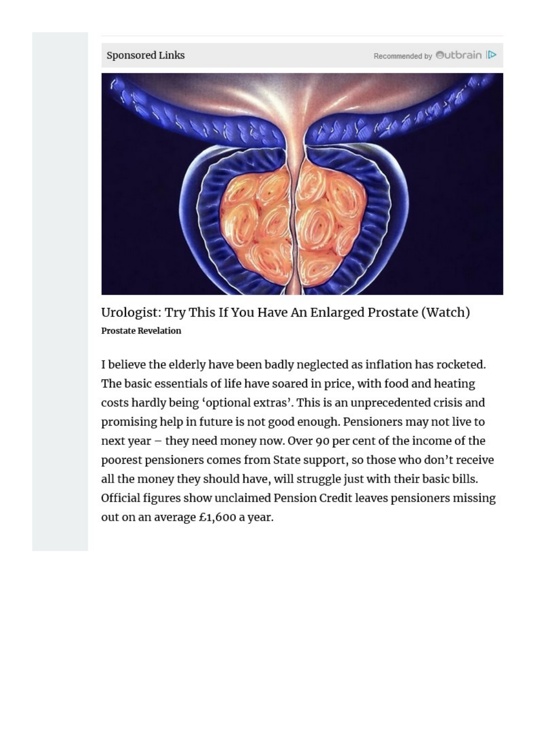Sponsored Links

Recommended by Outbrain

Urologist: Try This If You Have An Enlarged Prostate (Watch)

**Prostate Revelation**

I believe the elderly have been badly neglected as inflation has rocketed. The basic essentials of life have soared in price, with food and heating costs hardly being 'optional extras'. This is an unprecedented crisis and promising help in future is not good enough. Pensioners may not live to next year – they need money now. Over 90 per cent of the income of the poorest pensioners comes from State support, so those who don't receive all the money they should have, will struggle just with their basic bills. Official figures show unclaimed Pension Credit leaves pensioners missing out on an average £1,600 a year.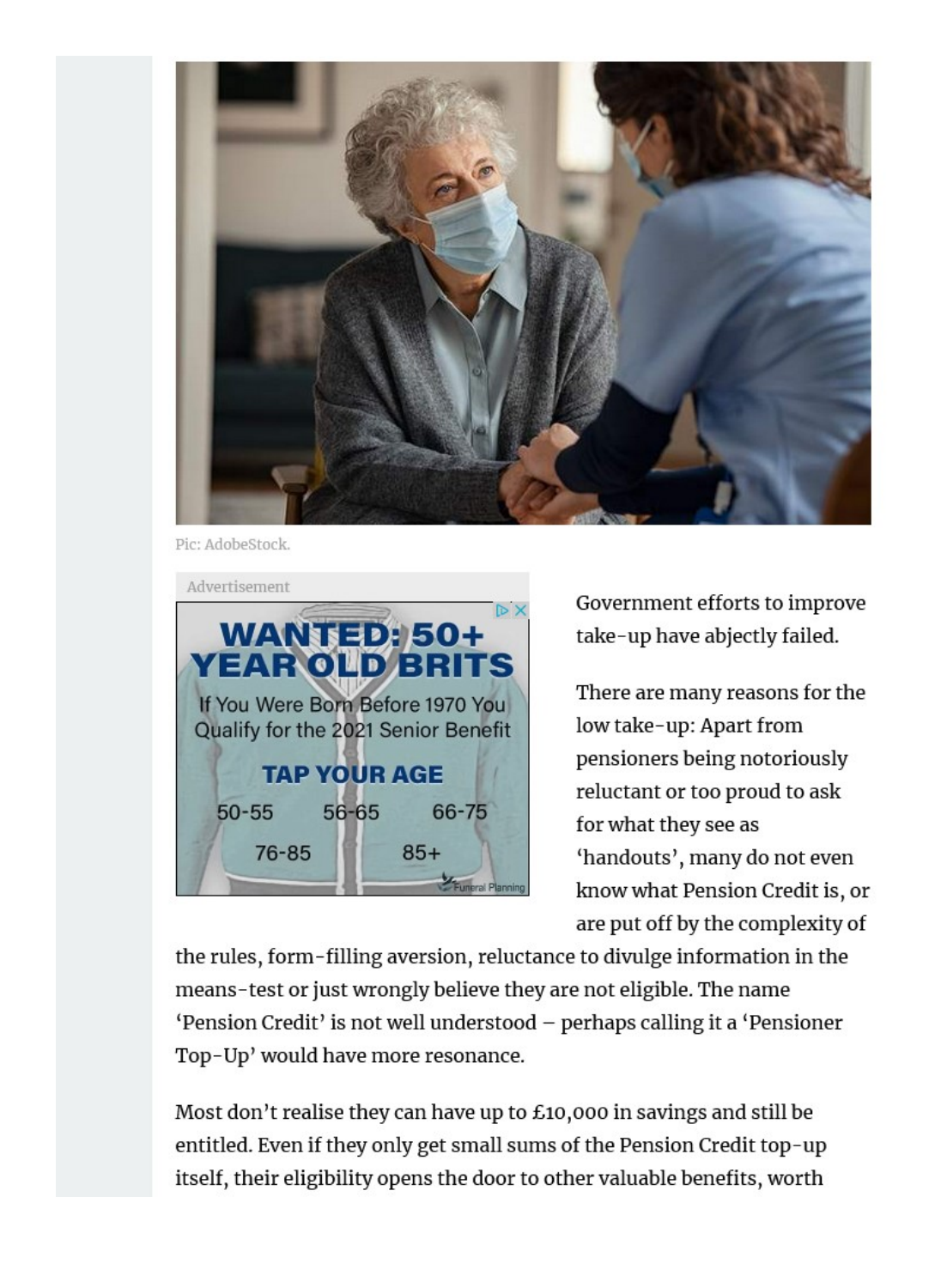Pic: AdobeStock.

Government efforts to improve take-up have abjectly failed.

There are many reasons for the low take-up: Apart from pensioners being notoriously reluctant or too proud to ask for what they see as 'handouts', many do not even know what Pension Credit is, or are put off by the complexity of the rules, form-filling aversion, reluctance to divulge information in the means-test or just wrongly believe they are not eligible. The name 'Pension Credit' is not well understood – perhaps calling it a 'Pensioner Top-Up' would have more resonance.

Most don't realise they can have up to £10,000 in savings and still be entitled. Even if they only get small sums of the Pension Credit top-up itself, their eligibility opens the door to other valuable benefits, worth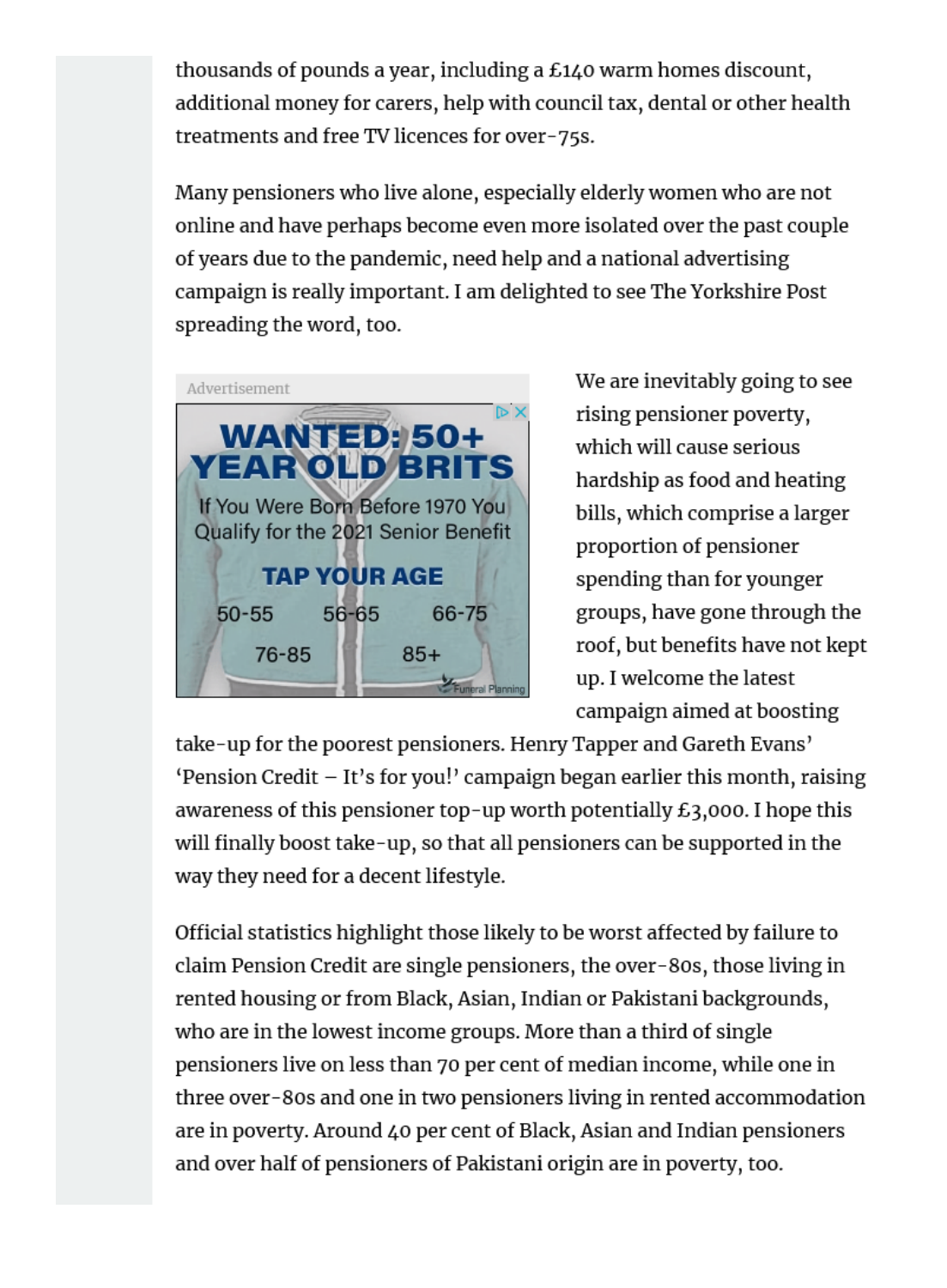thousands of pounds a year, including a £140 warm homes discount, additional money for carers, help with council tax, dental or other health treatments and free TV licences for over-75s.

Many pensioners who live alone, especially elderly women who are not online and have perhaps become even more isolated over the past couple of years due to the pandemic, need help and a national advertising campaign is really important. I am delighted to see The Yorkshire Post spreading the word, too.

We are inevitably going to see rising pensioner poverty, which will cause serious hardship as food and heating bills, which comprise a larger proportion of pensioner spending than for younger groups, have gone through the roof, but benefits have not kept up. I welcome the latest campaign aimed at boosting take-up for the poorest pensioners. Henry Tapper and Gareth Evans' 'Pension Credit – It's for you!' campaign began earlier this month, raising awareness of this pensioner top-up worth potentially £3,000. I hope this will finally boost take-up, so that all pensioners can be supported in the way they need for a decent lifestyle.

Official statistics highlight those likely to be worst affected by failure to claim Pension Credit are single pensioners, the over-80s, those living in rented housing or from Black, Asian, Indian or Pakistani backgrounds, who are in the lowest income groups. More than a third of single pensioners live on less than 70 per cent of median income, while one in three over-80s and one in two pensioners living in rented accommodation are in poverty. Around 40 per cent of Black, Asian and Indian pensioners and over half of pensioners of Pakistani origin are in poverty, too.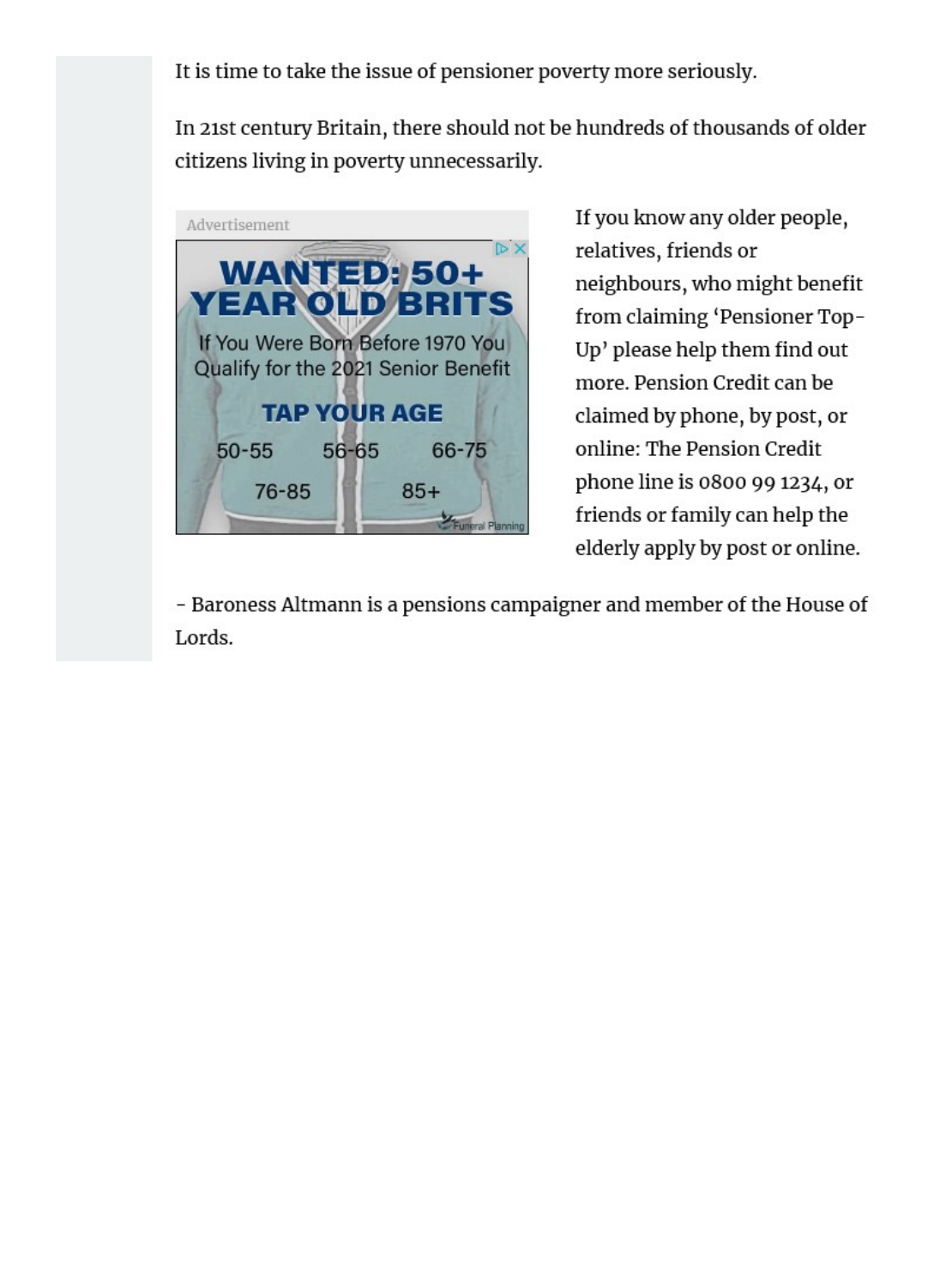It is time to take the issue of pensioner poverty more seriously.

In 21st century Britain, there should not be hundreds of thousands of older citizens living in poverty unnecessarily.

If you know any older people, relatives, friends or neighbours, who might benefit from claiming 'Pensioner Top-Up' please help them find out more. Pension Credit can be claimed by phone, by post, or online: The Pension Credit phone line is 0800 99 1234, or friends or family can help the elderly apply by post or online.

- Baroness Altmann is a pensions campaigner and member of the House of Lords.